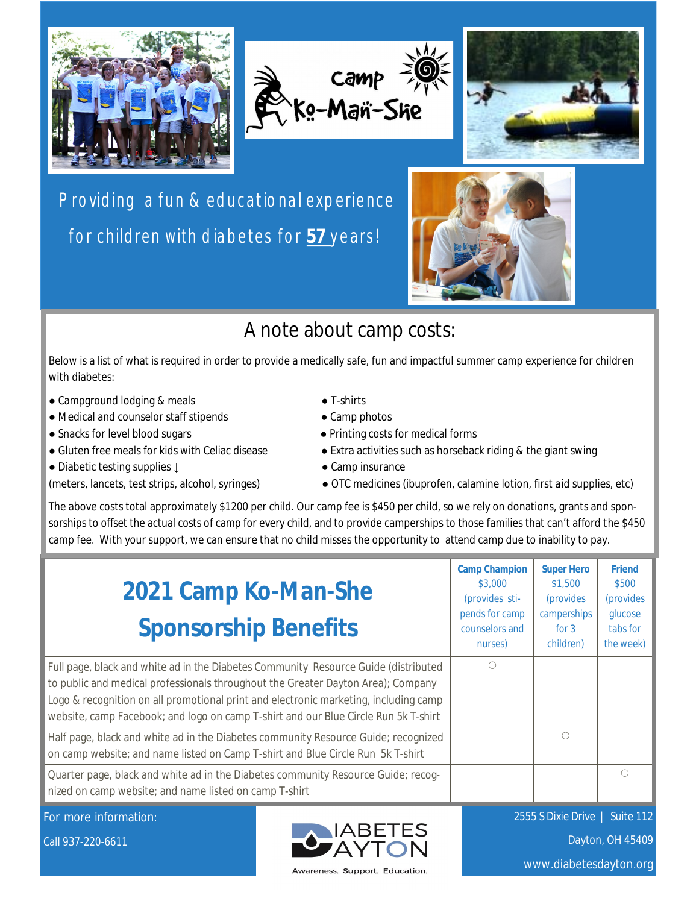Camp Ko-Man-She

Providing a fun & educational experience for children with diabetes for **57** years!

## A note about camp costs:

Below is a list of what is required in order to provide a medically safe, fun and impactful summer camp experience for children with diabetes:

- Campground lodging & meals
- Medical and counselor staff stipends
- Snacks for level blood sugars
- Gluten free meals for kids with Celiac disease
- Diabetic testing supplies ↓ (meters, lancets, test strips, alcohol, syringes)
- T-shirts
- Camp photos
- Printing costs for medical forms
- Extra activities such as horseback riding & the giant swing
- Camp insurance
- OTC medicines (ibuprofen, calamine lotion, first aid supplies, etc)

The above costs total approximately $1200 per child. Our camp fee is $450 per child, so we rely on donations, grants and sponsorships to offset the actual costs of camp for every child, and to provide camperships to those families that can't afford the $450 camp fee. With your support, we can ensure that no child misses the opportunity to attend camp due to inability to pay.

| 2021 Camp Ko-Man-She Sponsorship Benefits | **Camp Champion** $3,000 (provides stipends for camp counselors and nurses) | **Super Hero** $1,500 (provides camperships for 3 children) | **Friend** $500 (provides glucose tabs for the week) |
|---|---|---|---|
| Full page, black and white ad in the Diabetes Community Resource Guide (distributed to public and medical professionals throughout the Greater Dayton Area); Company Logo & recognition on all promotional print and electronic marketing, including camp website, camp Facebook; and logo on camp T-shirt and our Blue Circle Run 5k T-shirt | ○ | | |
| Half page, black and white ad in the Diabetes community Resource Guide; recognized on camp website; and name listed on Camp T-shirt and Blue Circle Run 5k T-shirt | | ○ | |
| Quarter page, black and white ad in the Diabetes community Resource Guide; recognized on camp website; and name listed on camp T-shirt | | | ○ |

For more information:

Call 937-220-6611

Diabetes Dayton — Awareness. Support. Education.

2555 S Dixie Drive | Suite 112

Dayton, OH 45409

www.diabetesdayton.org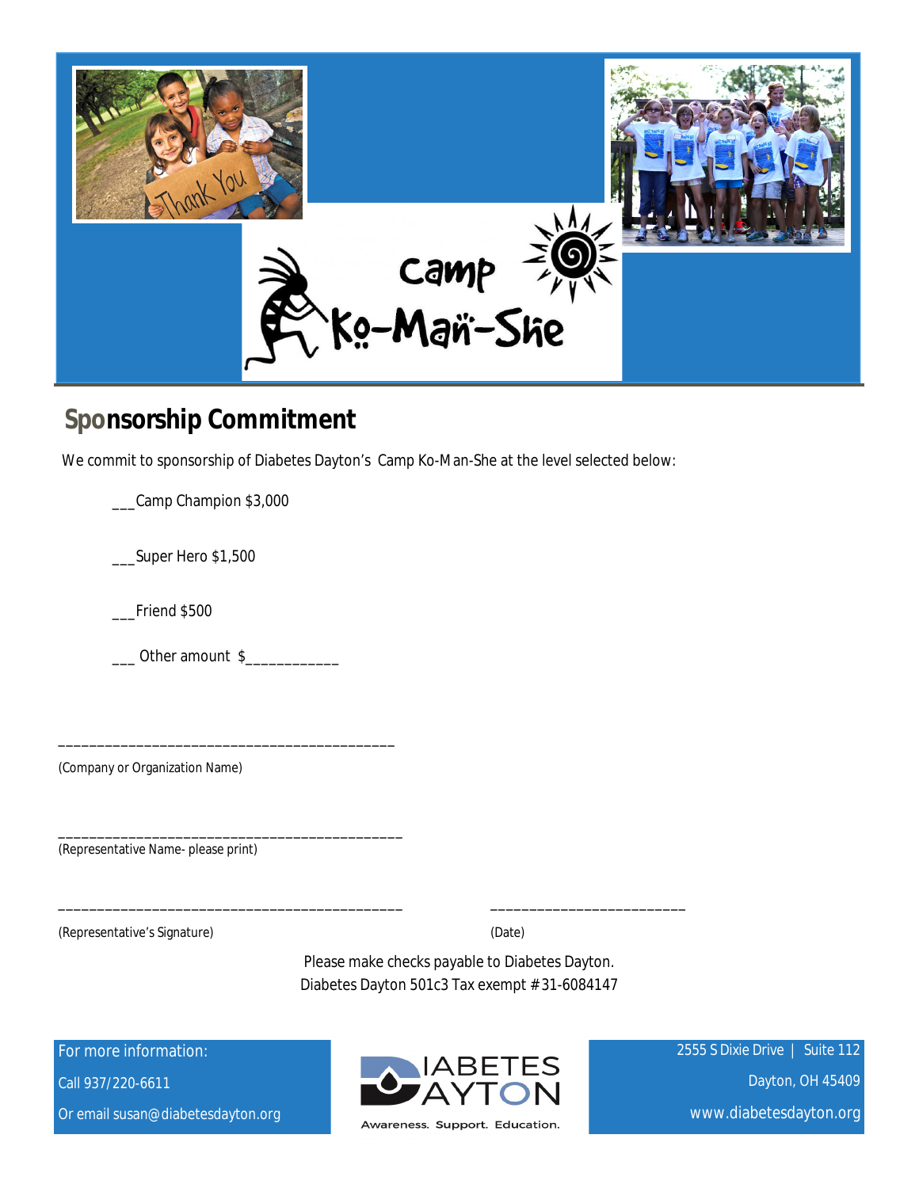Camp Ko-Man-She

## Sponsorship Commitment

We commit to sponsorship of Diabetes Dayton's Camp Ko-Man-She at the level selected below:

___Camp Champion $3,000

___Super Hero $1,500

___Friend $500

___ Other amount $___________

_________________________________________

(Company or Organization Name)

_________________________________________

(Representative Name- please print)

_________________________________________ ________________________

(Representative's Signature) (Date)

Please make checks payable to Diabetes Dayton.
Diabetes Dayton 501c3 Tax exempt # 31-6084147

For more information:
Call 937/220-6611
Or email susan@diabetesdayton.org

DIABETES DAYTON
Awareness. Support. Education.

2555 S Dixie Drive | Suite 112
Dayton, OH 45409
www.diabetesdayton.org